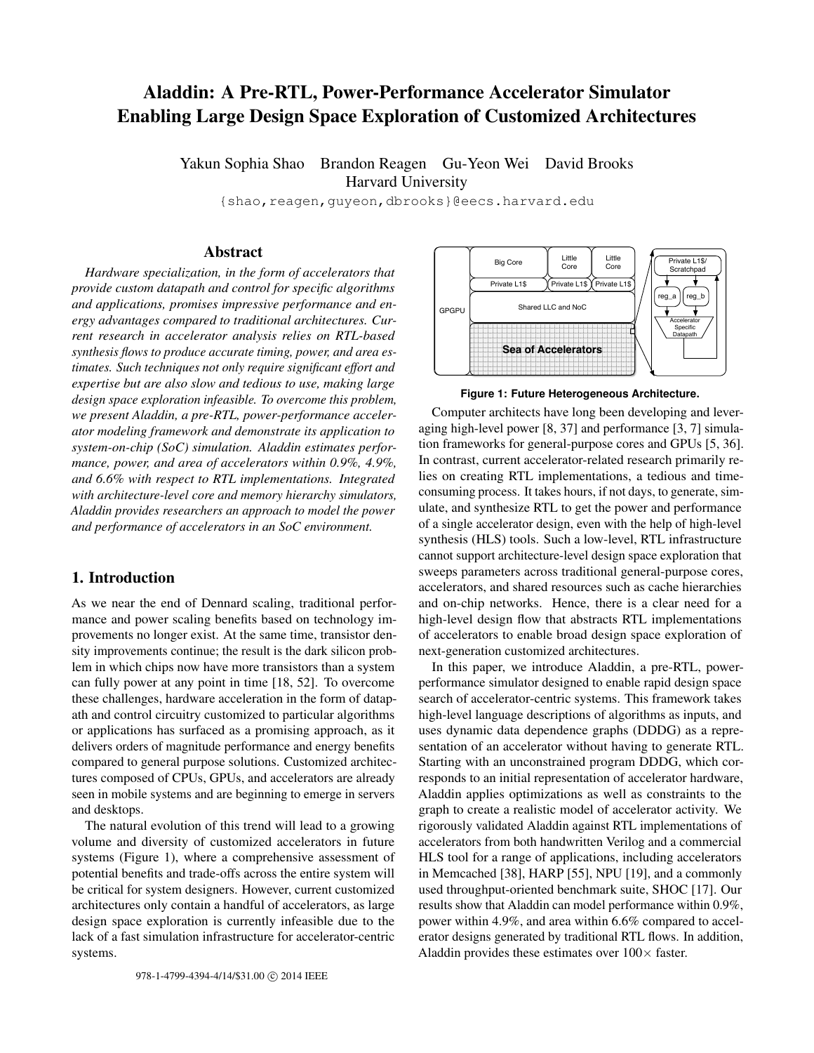# Aladdin: A Pre-RTL, Power-Performance Accelerator Simulator Enabling Large Design Space Exploration of Customized Architectures

Yakun Sophia Shao Brandon Reagen Gu-Yeon Wei David Brooks
Harvard University
{shao,reagen,guyeon,dbrooks}@eecs.harvard.edu

## Abstract

*Hardware specialization, in the form of accelerators that provide custom datapath and control for specific algorithms and applications, promises impressive performance and energy advantages compared to traditional architectures. Current research in accelerator analysis relies on RTL-based synthesis flows to produce accurate timing, power, and area estimates. Such techniques not only require significant effort and expertise but are also slow and tedious to use, making large design space exploration infeasible. To overcome this problem, we present Aladdin, a pre-RTL, power-performance accelerator modeling framework and demonstrate its application to system-on-chip (SoC) simulation. Aladdin estimates performance, power, and area of accelerators within 0.9%, 4.9%, and 6.6% with respect to RTL implementations. Integrated with architecture-level core and memory hierarchy simulators, Aladdin provides researchers an approach to model the power and performance of accelerators in an SoC environment.*

## 1. Introduction

As we near the end of Dennard scaling, traditional performance and power scaling benefits based on technology improvements no longer exist. At the same time, transistor density improvements continue; the result is the dark silicon problem in which chips now have more transistors than a system can fully power at any point in time [18, 52]. To overcome these challenges, hardware acceleration in the form of datapath and control circuitry customized to particular algorithms or applications has surfaced as a promising approach, as it delivers orders of magnitude performance and energy benefits compared to general purpose solutions. Customized architectures composed of CPUs, GPUs, and accelerators are already seen in mobile systems and are beginning to emerge in servers and desktops.

The natural evolution of this trend will lead to a growing volume and diversity of customized accelerators in future systems (Figure 1), where a comprehensive assessment of potential benefits and trade-offs across the entire system will be critical for system designers. However, current customized architectures only contain a handful of accelerators, as large design space exploration is currently infeasible due to the lack of a fast simulation infrastructure for accelerator-centric systems.

GPGPU
Big Core
Little Core
Little Core
Private L1$
Private L1$
Private L1$
Shared LLC and NoC
Sea of Accelerators
Private L1$/ Scratchpad
reg_a
reg_b
Accelerator Specific Datapath

**Figure 1: Future Heterogeneous Architecture.**

Computer architects have long been developing and leveraging high-level power [8, 37] and performance [3, 7] simulation frameworks for general-purpose cores and GPUs [5, 36]. In contrast, current accelerator-related research primarily relies on creating RTL implementations, a tedious and time-consuming process. It takes hours, if not days, to generate, simulate, and synthesize RTL to get the power and performance of a single accelerator design, even with the help of high-level synthesis (HLS) tools. Such a low-level, RTL infrastructure cannot support architecture-level design space exploration that sweeps parameters across traditional general-purpose cores, accelerators, and shared resources such as cache hierarchies and on-chip networks. Hence, there is a clear need for a high-level design flow that abstracts RTL implementations of accelerators to enable broad design space exploration of next-generation customized architectures.

In this paper, we introduce Aladdin, a pre-RTL, power-performance simulator designed to enable rapid design space search of accelerator-centric systems. This framework takes high-level language descriptions of algorithms as inputs, and uses dynamic data dependence graphs (DDDG) as a representation of an accelerator without having to generate RTL. Starting with an unconstrained program DDDG, which corresponds to an initial representation of accelerator hardware, Aladdin applies optimizations as well as constraints to the graph to create a realistic model of accelerator activity. We rigorously validated Aladdin against RTL implementations of accelerators from both handwritten Verilog and a commercial HLS tool for a range of applications, including accelerators in Memcached [38], HARP [55], NPU [19], and a commonly used throughput-oriented benchmark suite, SHOC [17]. Our results show that Aladdin can model performance within 0.9%, power within 4.9%, and area within 6.6% compared to accelerator designs generated by traditional RTL flows. In addition, Aladdin provides these estimates over 100× faster.

978-1-4799-4394-4/14/$31.00 © 2014 IEEE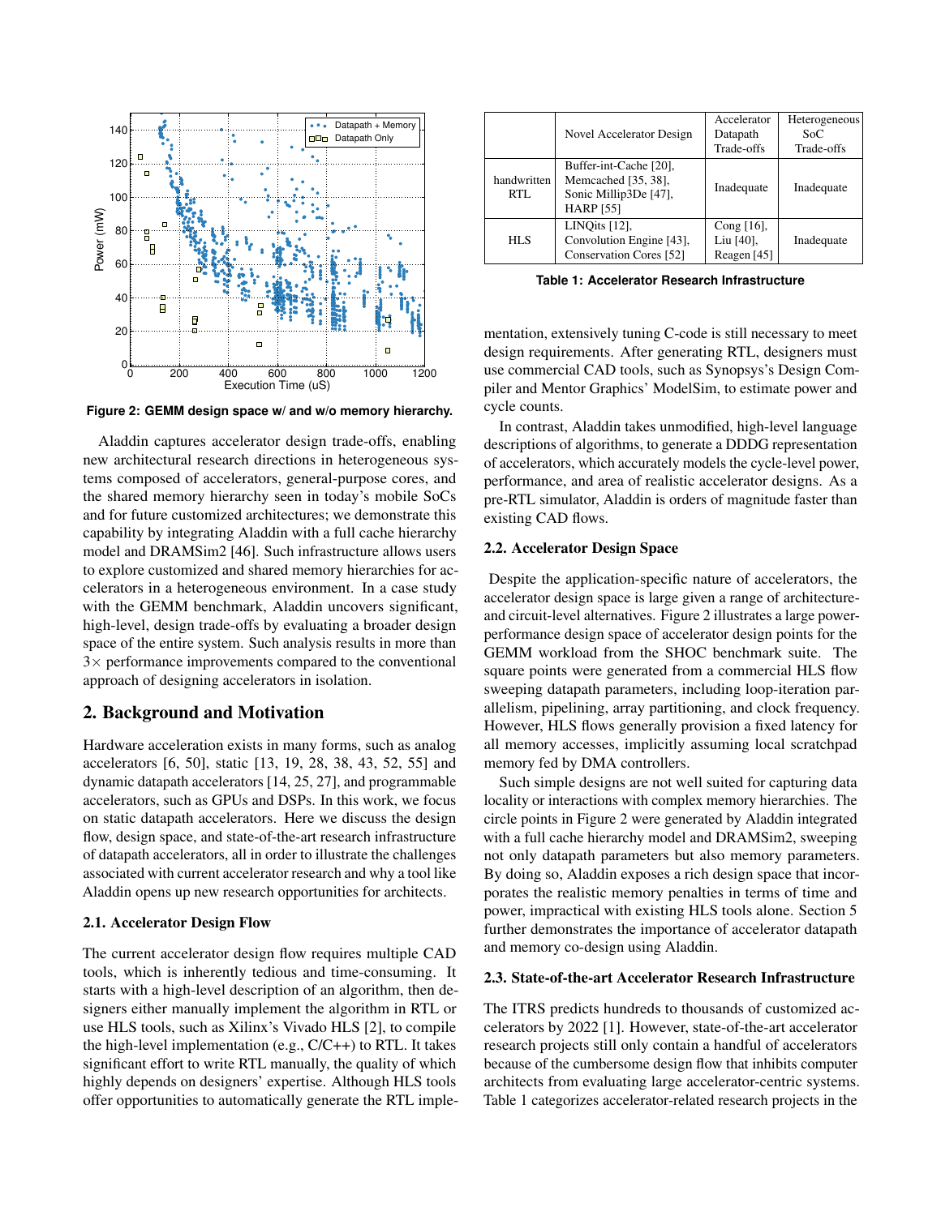Power (mW)

140
120
100
80
60
40
20
0

0 200 400 600 800 1000 1200

Execution Time (uS)

Datapath + Memory
Datapath Only

**Figure 2: GEMM design space w/ and w/o memory hierarchy.**

Aladdin captures accelerator design trade-offs, enabling new architectural research directions in heterogeneous systems composed of accelerators, general-purpose cores, and the shared memory hierarchy seen in today's mobile SoCs and for future customized architectures; we demonstrate this capability by integrating Aladdin with a full cache hierarchy model and DRAMSim2 [46]. Such infrastructure allows users to explore customized and shared memory hierarchies for accelerators in a heterogeneous environment. In a case study with the GEMM benchmark, Aladdin uncovers significant, high-level, design trade-offs by evaluating a broader design space of the entire system. Such analysis results in more than $3\times$ performance improvements compared to the conventional approach of designing accelerators in isolation.

## 2. Background and Motivation

Hardware acceleration exists in many forms, such as analog accelerators [6, 50], static [13, 19, 28, 38, 43, 52, 55] and dynamic datapath accelerators [14, 25, 27], and programmable accelerators, such as GPUs and DSPs. In this work, we focus on static datapath accelerators. Here we discuss the design flow, design space, and state-of-the-art research infrastructure of datapath accelerators, all in order to illustrate the challenges associated with current accelerator research and why a tool like Aladdin opens up new research opportunities for architects.

### 2.1. Accelerator Design Flow

The current accelerator design flow requires multiple CAD tools, which is inherently tedious and time-consuming. It starts with a high-level description of an algorithm, then designers either manually implement the algorithm in RTL or use HLS tools, such as Xilinx's Vivado HLS [2], to compile the high-level implementation (e.g., C/C++) to RTL. It takes significant effort to write RTL manually, the quality of which highly depends on designers' expertise. Although HLS tools offer opportunities to automatically generate the RTL implementation, extensively tuning C-code is still necessary to meet design requirements. After generating RTL, designers must use commercial CAD tools, such as Synopsys's Design Compiler and Mentor Graphics' ModelSim, to estimate power and cycle counts.

In contrast, Aladdin takes unmodified, high-level language descriptions of algorithms, to generate a DDDG representation of accelerators, which accurately models the cycle-level power, performance, and area of realistic accelerator designs. As a pre-RTL simulator, Aladdin is orders of magnitude faster than existing CAD flows.

### 2.2. Accelerator Design Space

Despite the application-specific nature of accelerators, the accelerator design space is large given a range of architecture- and circuit-level alternatives. Figure 2 illustrates a large power-performance design space of accelerator design points for the GEMM workload from the SHOC benchmark suite. The square points were generated from a commercial HLS flow sweeping datapath parameters, including loop-iteration parallelism, pipelining, array partitioning, and clock frequency. However, HLS flows generally provision a fixed latency for all memory accesses, implicitly assuming local scratchpad memory fed by DMA controllers.

Such simple designs are not well suited for capturing data locality or interactions with complex memory hierarchies. The circle points in Figure 2 were generated by Aladdin integrated with a full cache hierarchy model and DRAMSim2, sweeping not only datapath parameters but also memory parameters. By doing so, Aladdin exposes a rich design space that incorporates the realistic memory penalties in terms of time and power, impractical with existing HLS tools alone. Section 5 further demonstrates the importance of accelerator datapath and memory co-design using Aladdin.

### 2.3. State-of-the-art Accelerator Research Infrastructure

| | Novel Accelerator Design | Accelerator Datapath Trade-offs | Heterogeneous SoC Trade-offs |
|---|---|---|---|
| handwritten RTL | Buffer-int-Cache [20], Memcached [35, 38], Sonic Millip3De [47], HARP [55] | Inadequate | Inadequate |
| HLS | LINQits [12], Convolution Engine [43], Conservation Cores [52] | Cong [16], Liu [40], Reagen [45] | Inadequate |

**Table 1: Accelerator Research Infrastructure**

The ITRS predicts hundreds to thousands of customized accelerators by 2022 [1]. However, state-of-the-art accelerator research projects still only contain a handful of accelerators because of the cumbersome design flow that inhibits computer architects from evaluating large accelerator-centric systems. Table 1 categorizes accelerator-related research projects in the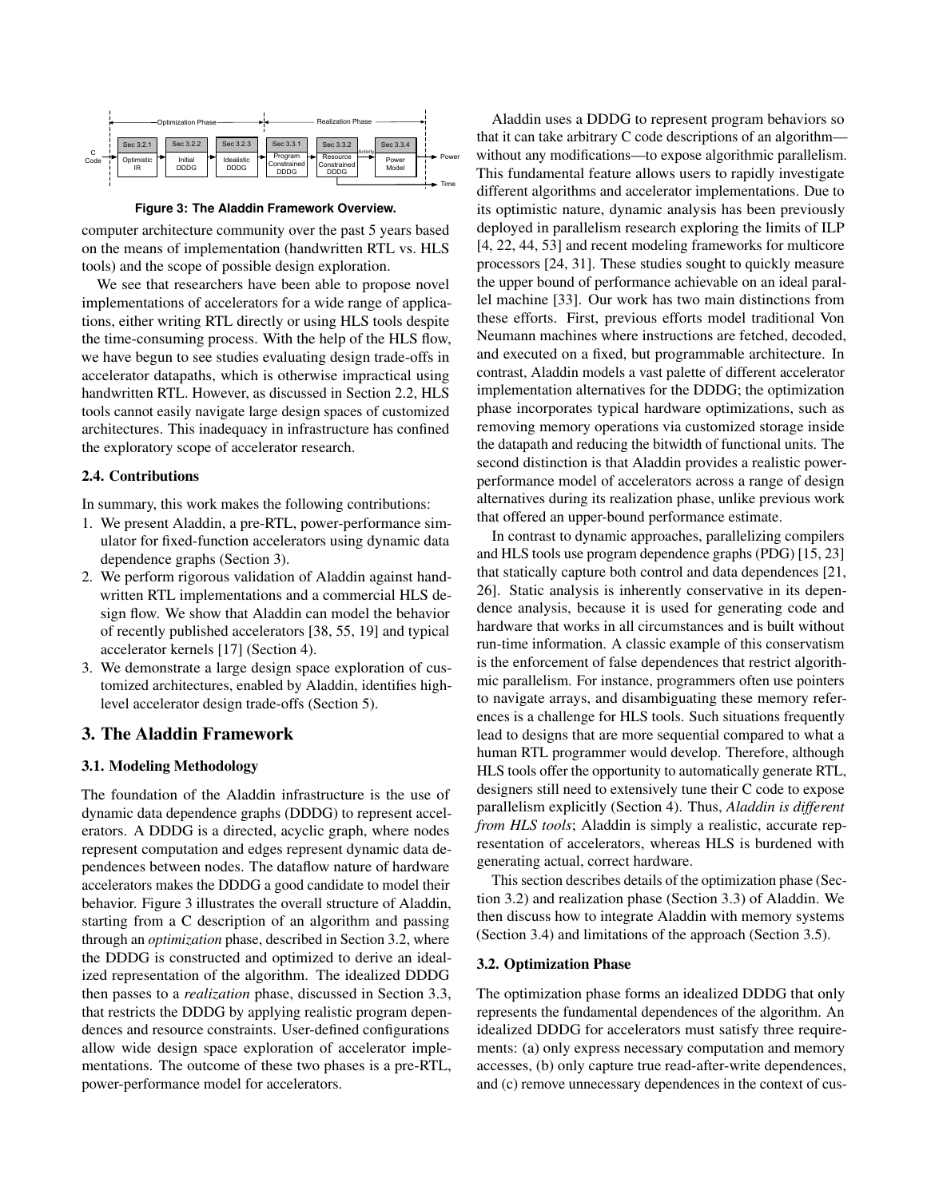Figure 3: The Aladdin Framework Overview.

computer architecture community over the past 5 years based on the means of implementation (handwritten RTL vs. HLS tools) and the scope of possible design exploration.

We see that researchers have been able to propose novel implementations of accelerators for a wide range of applications, either writing RTL directly or using HLS tools despite the time-consuming process. With the help of the HLS flow, we have begun to see studies evaluating design trade-offs in accelerator datapaths, which is otherwise impractical using handwritten RTL. However, as discussed in Section 2.2, HLS tools cannot easily navigate large design spaces of customized architectures. This inadequacy in infrastructure has confined the exploratory scope of accelerator research.

### 2.4. Contributions

In summary, this work makes the following contributions:

1. We present Aladdin, a pre-RTL, power-performance simulator for fixed-function accelerators using dynamic data dependence graphs (Section 3).
2. We perform rigorous validation of Aladdin against handwritten RTL implementations and a commercial HLS design flow. We show that Aladdin can model the behavior of recently published accelerators [38, 55, 19] and typical accelerator kernels [17] (Section 4).
3. We demonstrate a large design space exploration of customized architectures, enabled by Aladdin, identifies high-level accelerator design trade-offs (Section 5).

## 3. The Aladdin Framework

### 3.1. Modeling Methodology

The foundation of the Aladdin infrastructure is the use of dynamic data dependence graphs (DDDG) to represent accelerators. A DDDG is a directed, acyclic graph, where nodes represent computation and edges represent dynamic data dependences between nodes. The dataflow nature of hardware accelerators makes the DDDG a good candidate to model their behavior. Figure 3 illustrates the overall structure of Aladdin, starting from a C description of an algorithm and passing through an *optimization* phase, described in Section 3.2, where the DDDG is constructed and optimized to derive an idealized representation of the algorithm. The idealized DDDG then passes to a *realization* phase, discussed in Section 3.3, that restricts the DDDG by applying realistic program dependences and resource constraints. User-defined configurations allow wide design space exploration of accelerator implementations. The outcome of these two phases is a pre-RTL, power-performance model for accelerators.

Aladdin uses a DDDG to represent program behaviors so that it can take arbitrary C code descriptions of an algorithm—without any modifications—to expose algorithmic parallelism. This fundamental feature allows users to rapidly investigate different algorithms and accelerator implementations. Due to its optimistic nature, dynamic analysis has been previously deployed in parallelism research exploring the limits of ILP [4, 22, 44, 53] and recent modeling frameworks for multicore processors [24, 31]. These studies sought to quickly measure the upper bound of performance achievable on an ideal parallel machine [33]. Our work has two main distinctions from these efforts. First, previous efforts model traditional Von Neumann machines where instructions are fetched, decoded, and executed on a fixed, but programmable architecture. In contrast, Aladdin models a vast palette of different accelerator implementation alternatives for the DDDG; the optimization phase incorporates typical hardware optimizations, such as removing memory operations via customized storage inside the datapath and reducing the bitwidth of functional units. The second distinction is that Aladdin provides a realistic power-performance model of accelerators across a range of design alternatives during its realization phase, unlike previous work that offered an upper-bound performance estimate.

In contrast to dynamic approaches, parallelizing compilers and HLS tools use program dependence graphs (PDG) [15, 23] that statically capture both control and data dependences [21, 26]. Static analysis is inherently conservative in its dependence analysis, because it is used for generating code and hardware that works in all circumstances and is built without run-time information. A classic example of this conservatism is the enforcement of false dependences that restrict algorithmic parallelism. For instance, programmers often use pointers to navigate arrays, and disambiguating these memory references is a challenge for HLS tools. Such situations frequently lead to designs that are more sequential compared to what a human RTL programmer would develop. Therefore, although HLS tools offer the opportunity to automatically generate RTL, designers still need to extensively tune their C code to expose parallelism explicitly (Section 4). Thus, *Aladdin is different from HLS tools*; Aladdin is simply a realistic, accurate representation of accelerators, whereas HLS is burdened with generating actual, correct hardware.

This section describes details of the optimization phase (Section 3.2) and realization phase (Section 3.3) of Aladdin. We then discuss how to integrate Aladdin with memory systems (Section 3.4) and limitations of the approach (Section 3.5).

### 3.2. Optimization Phase

The optimization phase forms an idealized DDDG that only represents the fundamental dependences of the algorithm. An idealized DDDG for accelerators must satisfy three requirements: (a) only express necessary computation and memory accesses, (b) only capture true read-after-write dependences, and (c) remove unnecessary dependences in the context of cus-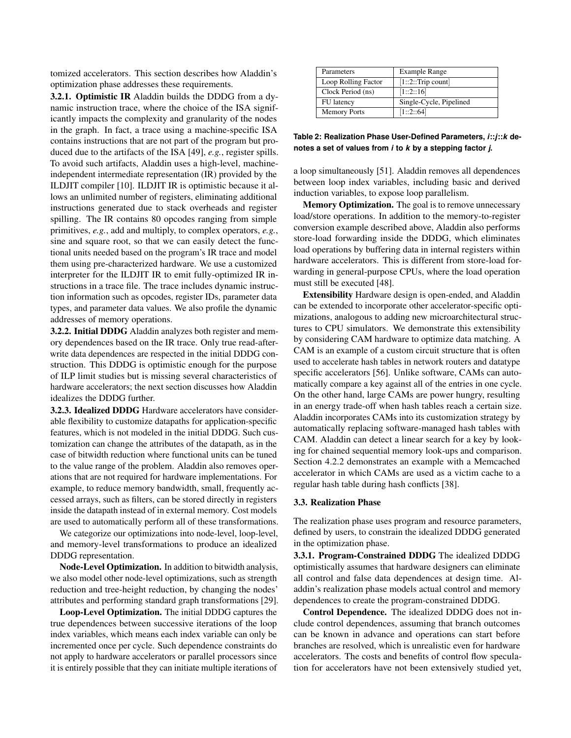tomized accelerators. This section describes how Aladdin's optimization phase addresses these requirements.

**3.2.1. Optimistic IR** Aladdin builds the DDDG from a dynamic instruction trace, where the choice of the ISA significantly impacts the complexity and granularity of the nodes in the graph. In fact, a trace using a machine-specific ISA contains instructions that are not part of the program but produced due to the artifacts of the ISA [49], *e.g.*, register spills. To avoid such artifacts, Aladdin uses a high-level, machine-independent intermediate representation (IR) provided by the ILDJIT compiler [10]. ILDJIT IR is optimistic because it allows an unlimited number of registers, eliminating additional instructions generated due to stack overheads and register spilling. The IR contains 80 opcodes ranging from simple primitives, *e.g.*, add and multiply, to complex operators, *e.g.*, sine and square root, so that we can easily detect the functional units needed based on the program's IR trace and model them using pre-characterized hardware. We use a customized interpreter for the ILDJIT IR to emit fully-optimized IR instructions in a trace file. The trace includes dynamic instruction information such as opcodes, register IDs, parameter data types, and parameter data values. We also profile the dynamic addresses of memory operations.

**3.2.2. Initial DDDG** Aladdin analyzes both register and memory dependences based on the IR trace. Only true read-after-write data dependences are respected in the initial DDDG construction. This DDDG is optimistic enough for the purpose of ILP limit studies but is missing several characteristics of hardware accelerators; the next section discusses how Aladdin idealizes the DDDG further.

**3.2.3. Idealized DDDG** Hardware accelerators have considerable flexibility to customize datapaths for application-specific features, which is not modeled in the initial DDDG. Such customization can change the attributes of the datapath, as in the case of bitwidth reduction where functional units can be tuned to the value range of the problem. Aladdin also removes operations that are not required for hardware implementations. For example, to reduce memory bandwidth, small, frequently accessed arrays, such as filters, can be stored directly in registers inside the datapath instead of in external memory. Cost models are used to automatically perform all of these transformations.

We categorize our optimizations into node-level, loop-level, and memory-level transformations to produce an idealized DDDG representation.

**Node-Level Optimization.** In addition to bitwidth analysis, we also model other node-level optimizations, such as strength reduction and tree-height reduction, by changing the nodes' attributes and performing standard graph transformations [29].

**Loop-Level Optimization.** The initial DDDG captures the true dependences between successive iterations of the loop index variables, which means each index variable can only be incremented once per cycle. Such dependence constraints do not apply to hardware accelerators or parallel processors since it is entirely possible that they can initiate multiple iterations of a loop simultaneously [51]. Aladdin removes all dependences between loop index variables, including basic and derived induction variables, to expose loop parallelism.

| Parameters | Example Range |
|---|---|
| Loop Rolling Factor | [1::2::Trip count] |
| Clock Period (ns) | [1::2::16] |
| FU latency | Single-Cycle, Pipelined |
| Memory Ports | [1::2::64] |

**Table 2: Realization Phase User-Defined Parameters, *i*::*j*::*k* denotes a set of values from *i* to *k* by a stepping factor *j*.**

**Memory Optimization.** The goal is to remove unnecessary load/store operations. In addition to the memory-to-register conversion example described above, Aladdin also performs store-load forwarding inside the DDDG, which eliminates load operations by buffering data in internal registers within hardware accelerators. This is different from store-load forwarding in general-purpose CPUs, where the load operation must still be executed [48].

**Extensibility** Hardware design is open-ended, and Aladdin can be extended to incorporate other accelerator-specific optimizations, analogous to adding new microarchitectural structures to CPU simulators. We demonstrate this extensibility by considering CAM hardware to optimize data matching. A CAM is an example of a custom circuit structure that is often used to accelerate hash tables in network routers and datatype specific accelerators [56]. Unlike software, CAMs can automatically compare a key against all of the entries in one cycle. On the other hand, large CAMs are power hungry, resulting in an energy trade-off when hash tables reach a certain size. Aladdin incorporates CAMs into its customization strategy by automatically replacing software-managed hash tables with CAM. Aladdin can detect a linear search for a key by looking for chained sequential memory look-ups and comparison. Section 4.2.2 demonstrates an example with a Memcached accelerator in which CAMs are used as a victim cache to a regular hash table during hash conflicts [38].

### 3.3. Realization Phase

The realization phase uses program and resource parameters, defined by users, to constrain the idealized DDDG generated in the optimization phase.

**3.3.1. Program-Constrained DDDG** The idealized DDDG optimistically assumes that hardware designers can eliminate all control and false data dependences at design time. Aladdin's realization phase models actual control and memory dependences to create the program-constrained DDDG.

**Control Dependence.** The idealized DDDG does not include control dependences, assuming that branch outcomes can be known in advance and operations can start before branches are resolved, which is unrealistic even for hardware accelerators. The costs and benefits of control flow speculation for accelerators have not been extensively studied yet,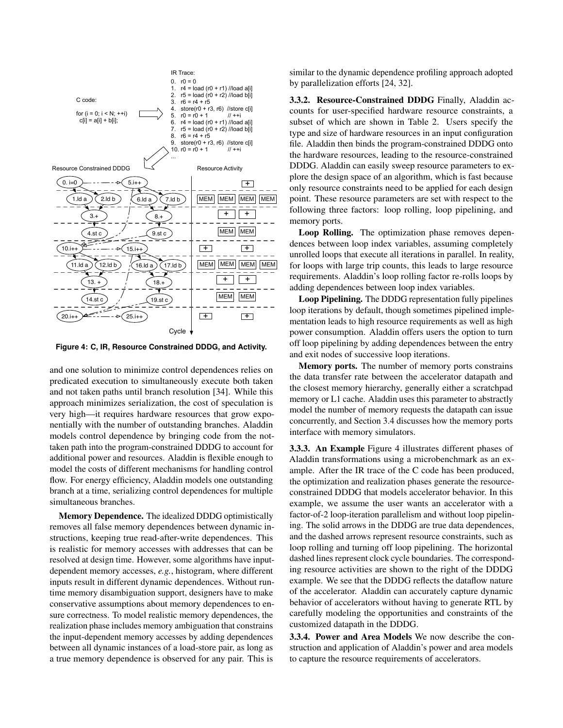Figure 4: C, IR, Resource Constrained DDDG, and Activity.

and one solution to minimize control dependences relies on predicated execution to simultaneously execute both taken and not taken paths until branch resolution [34]. While this approach minimizes serialization, the cost of speculation is very high—it requires hardware resources that grow exponentially with the number of outstanding branches. Aladdin models control dependence by bringing code from the not-taken path into the program-constrained DDDG to account for additional power and resources. Aladdin is flexible enough to model the costs of different mechanisms for handling control flow. For energy efficiency, Aladdin models one outstanding branch at a time, serializing control dependences for multiple simultaneous branches.

**Memory Dependence.** The idealized DDDG optimistically removes all false memory dependences between dynamic instructions, keeping true read-after-write dependences. This is realistic for memory accesses with addresses that can be resolved at design time. However, some algorithms have input-dependent memory accesses, *e.g.*, histogram, where different inputs result in different dynamic dependences. Without runtime memory disambiguation support, designers have to make conservative assumptions about memory dependences to ensure correctness. To model realistic memory dependences, the realization phase includes memory ambiguation that constrains the input-dependent memory accesses by adding dependences between all dynamic instances of a load-store pair, as long as a true memory dependence is observed for any pair. This is similar to the dynamic dependence profiling approach adopted by parallelization efforts [24, 32].

### 3.3.2. Resource-Constrained DDDG

Finally, Aladdin accounts for user-specified hardware resource constraints, a subset of which are shown in Table 2. Users specify the type and size of hardware resources in an input configuration file. Aladdin then binds the program-constrained DDDG onto the hardware resources, leading to the resource-constrained DDDG. Aladdin can easily sweep resource parameters to explore the design space of an algorithm, which is fast because only resource constraints need to be applied for each design point. These resource parameters are set with respect to the following three factors: loop rolling, loop pipelining, and memory ports.

**Loop Rolling.** The optimization phase removes dependences between loop index variables, assuming completely unrolled loops that execute all iterations in parallel. In reality, for loops with large trip counts, this leads to large resource requirements. Aladdin's loop rolling factor re-rolls loops by adding dependences between loop index variables.

**Loop Pipelining.** The DDDG representation fully pipelines loop iterations by default, though sometimes pipelined implementation leads to high resource requirements as well as high power consumption. Aladdin offers users the option to turn off loop pipelining by adding dependences between the entry and exit nodes of successive loop iterations.

**Memory ports.** The number of memory ports constrains the data transfer rate between the accelerator datapath and the closest memory hierarchy, generally either a scratchpad memory or L1 cache. Aladdin uses this parameter to abstractly model the number of memory requests the datapath can issue concurrently, and Section 3.4 discusses how the memory ports interface with memory simulators.

### 3.3.3. An Example

Figure 4 illustrates different phases of Aladdin transformations using a microbenchmark as an example. After the IR trace of the C code has been produced, the optimization and realization phases generate the resource-constrained DDDG that models accelerator behavior. In this example, we assume the user wants an accelerator with a factor-of-2 loop-iteration parallelism and without loop pipelining. The solid arrows in the DDDG are true data dependences, and the dashed arrows represent resource constraints, such as loop rolling and turning off loop pipelining. The horizontal dashed lines represent clock cycle boundaries. The corresponding resource activities are shown to the right of the DDDG example. We see that the DDDG reflects the dataflow nature of the accelerator. Aladdin can accurately capture dynamic behavior of accelerators without having to generate RTL by carefully modeling the opportunities and constraints of the customized datapath in the DDDG.

### 3.3.4. Power and Area Models

We now describe the construction and application of Aladdin's power and area models to capture the resource requirements of accelerators.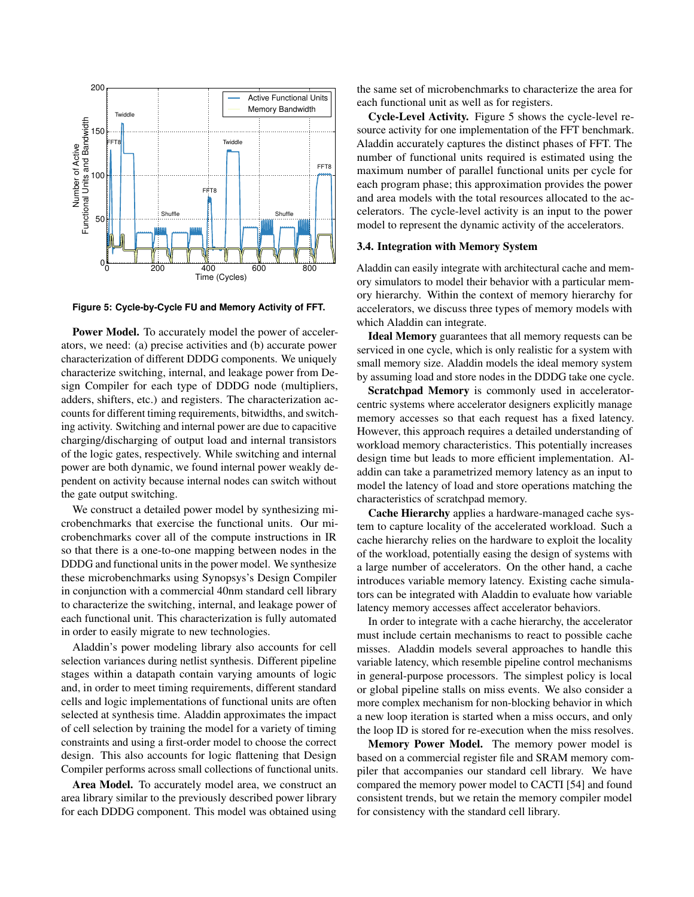**Figure 5: Cycle-by-Cycle FU and Memory Activity of FFT.**

**Power Model.** To accurately model the power of accelerators, we need: (a) precise activities and (b) accurate power characterization of different DDDG components. We uniquely characterize switching, internal, and leakage power from Design Compiler for each type of DDDG node (multipliers, adders, shifters, etc.) and registers. The characterization accounts for different timing requirements, bitwidths, and switching activity. Switching and internal power are due to capacitive charging/discharging of output load and internal transistors of the logic gates, respectively. While switching and internal power are both dynamic, we found internal power weakly dependent on activity because internal nodes can switch without the gate output switching.

We construct a detailed power model by synthesizing microbenchmarks that exercise the functional units. Our microbenchmarks cover all of the compute instructions in IR so that there is a one-to-one mapping between nodes in the DDDG and functional units in the power model. We synthesize these microbenchmarks using Synopsys's Design Compiler in conjunction with a commercial 40nm standard cell library to characterize the switching, internal, and leakage power of each functional unit. This characterization is fully automated in order to easily migrate to new technologies.

Aladdin's power modeling library also accounts for cell selection variances during netlist synthesis. Different pipeline stages within a datapath contain varying amounts of logic and, in order to meet timing requirements, different standard cells and logic implementations of functional units are often selected at synthesis time. Aladdin approximates the impact of cell selection by training the model for a variety of timing constraints and using a first-order model to choose the correct design. This also accounts for logic flattening that Design Compiler performs across small collections of functional units.

**Area Model.** To accurately model area, we construct an area library similar to the previously described power library for each DDDG component. This model was obtained using the same set of microbenchmarks to characterize the area for each functional unit as well as for registers.

**Cycle-Level Activity.** Figure 5 shows the cycle-level resource activity for one implementation of the FFT benchmark. Aladdin accurately captures the distinct phases of FFT. The number of functional units required is estimated using the maximum number of parallel functional units per cycle for each program phase; this approximation provides the power and area models with the total resources allocated to the accelerators. The cycle-level activity is an input to the power model to represent the dynamic activity of the accelerators.

### 3.4. Integration with Memory System

Aladdin can easily integrate with architectural cache and memory simulators to model their behavior with a particular memory hierarchy. Within the context of memory hierarchy for accelerators, we discuss three types of memory models with which Aladdin can integrate.

**Ideal Memory** guarantees that all memory requests can be serviced in one cycle, which is only realistic for a system with small memory size. Aladdin models the ideal memory system by assuming load and store nodes in the DDDG take one cycle.

**Scratchpad Memory** is commonly used in accelerator-centric systems where accelerator designers explicitly manage memory accesses so that each request has a fixed latency. However, this approach requires a detailed understanding of workload memory characteristics. This potentially increases design time but leads to more efficient implementation. Aladdin can take a parametrized memory latency as an input to model the latency of load and store operations matching the characteristics of scratchpad memory.

**Cache Hierarchy** applies a hardware-managed cache system to capture locality of the accelerated workload. Such a cache hierarchy relies on the hardware to exploit the locality of the workload, potentially easing the design of systems with a large number of accelerators. On the other hand, a cache introduces variable memory latency. Existing cache simulators can be integrated with Aladdin to evaluate how variable latency memory accesses affect accelerator behaviors.

In order to integrate with a cache hierarchy, the accelerator must include certain mechanisms to react to possible cache misses. Aladdin models several approaches to handle this variable latency, which resemble pipeline control mechanisms in general-purpose processors. The simplest policy is local or global pipeline stalls on miss events. We also consider a more complex mechanism for non-blocking behavior in which a new loop iteration is started when a miss occurs, and only the loop ID is stored for re-execution when the miss resolves.

**Memory Power Model.** The memory power model is based on a commercial register file and SRAM memory compiler that accompanies our standard cell library. We have compared the memory power model to CACTI [54] and found consistent trends, but we retain the memory compiler model for consistency with the standard cell library.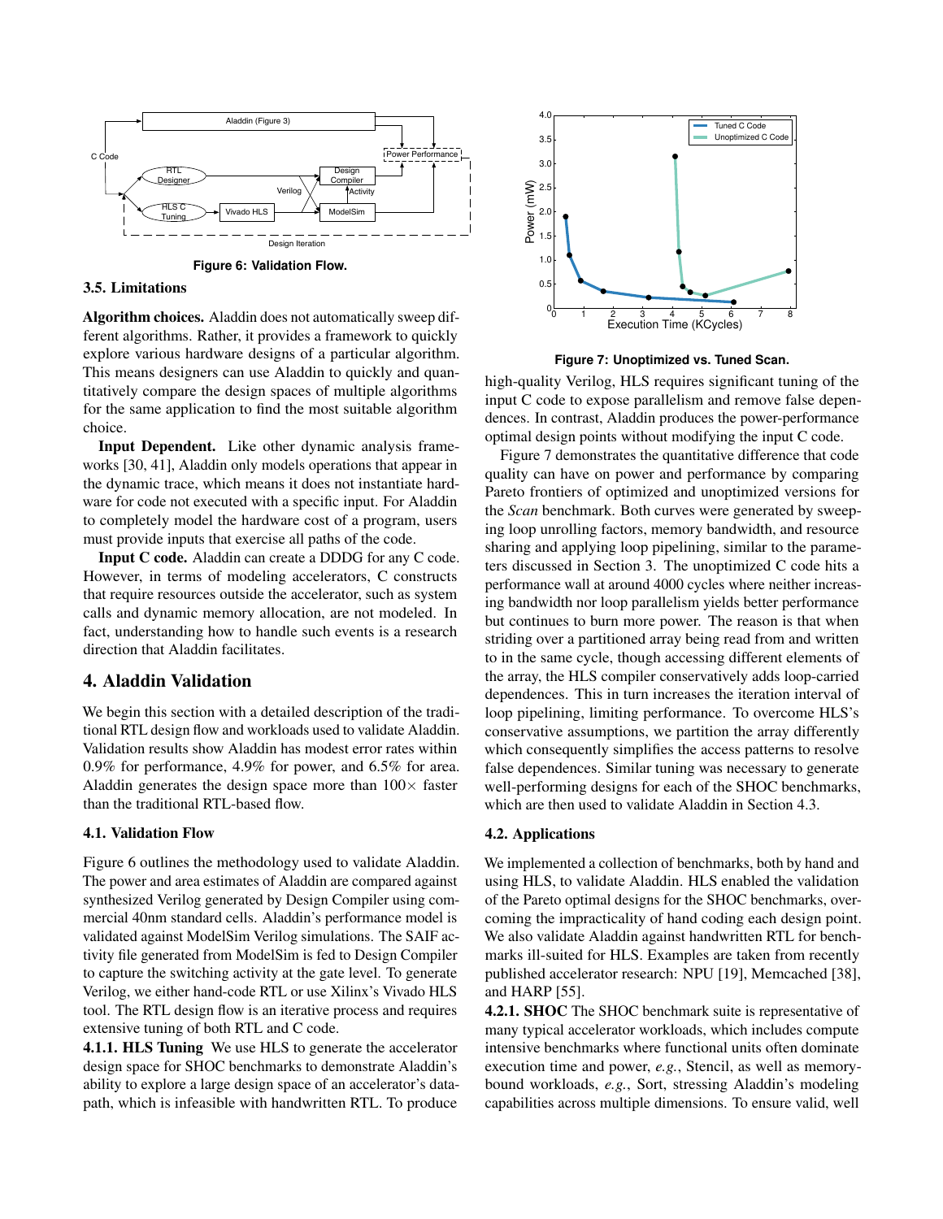Figure 6: Validation Flow.

### 3.5. Limitations

**Algorithm choices.** Aladdin does not automatically sweep different algorithms. Rather, it provides a framework to quickly explore various hardware designs of a particular algorithm. This means designers can use Aladdin to quickly and quantitatively compare the design spaces of multiple algorithms for the same application to find the most suitable algorithm choice.

**Input Dependent.** Like other dynamic analysis frameworks [30, 41], Aladdin only models operations that appear in the dynamic trace, which means it does not instantiate hardware for code not executed with a specific input. For Aladdin to completely model the hardware cost of a program, users must provide inputs that exercise all paths of the code.

**Input C code.** Aladdin can create a DDDG for any C code. However, in terms of modeling accelerators, C constructs that require resources outside the accelerator, such as system calls and dynamic memory allocation, are not modeled. In fact, understanding how to handle such events is a research direction that Aladdin facilitates.

## 4. Aladdin Validation

We begin this section with a detailed description of the traditional RTL design flow and workloads used to validate Aladdin. Validation results show Aladdin has modest error rates within 0.9% for performance, 4.9% for power, and 6.5% for area. Aladdin generates the design space more than 100× faster than the traditional RTL-based flow.

### 4.1. Validation Flow

Figure 6 outlines the methodology used to validate Aladdin. The power and area estimates of Aladdin are compared against synthesized Verilog generated by Design Compiler using commercial 40nm standard cells. Aladdin's performance model is validated against ModelSim Verilog simulations. The SAIF activity file generated from ModelSim is fed to Design Compiler to capture the switching activity at the gate level. To generate Verilog, we either hand-code RTL or use Xilinx's Vivado HLS tool. The RTL design flow is an iterative process and requires extensive tuning of both RTL and C code.

**4.1.1. HLS Tuning** We use HLS to generate the accelerator design space for SHOC benchmarks to demonstrate Aladdin's ability to explore a large design space of an accelerator's datapath, which is infeasible with handwritten RTL. To produce high-quality Verilog, HLS requires significant tuning of the input C code to expose parallelism and remove false dependences. In contrast, Aladdin produces the power-performance optimal design points without modifying the input C code.

Figure 7: Unoptimized vs. Tuned Scan.

Figure 7 demonstrates the quantitative difference that code quality can have on power and performance by comparing Pareto frontiers of optimized and unoptimized versions for the *Scan* benchmark. Both curves were generated by sweeping loop unrolling factors, memory bandwidth, and resource sharing and applying loop pipelining, similar to the parameters discussed in Section 3. The unoptimized C code hits a performance wall at around 4000 cycles where neither increasing bandwidth nor loop parallelism yields better performance but continues to burn more power. The reason is that when striding over a partitioned array being read from and written to in the same cycle, though accessing different elements of the array, the HLS compiler conservatively adds loop-carried dependences. This in turn increases the iteration interval of loop pipelining, limiting performance. To overcome HLS's conservative assumptions, we partition the array differently which consequently simplifies the access patterns to resolve false dependences. Similar tuning was necessary to generate well-performing designs for each of the SHOC benchmarks, which are then used to validate Aladdin in Section 4.3.

### 4.2. Applications

We implemented a collection of benchmarks, both by hand and using HLS, to validate Aladdin. HLS enabled the validation of the Pareto optimal designs for the SHOC benchmarks, overcoming the impracticality of hand coding each design point. We also validate Aladdin against handwritten RTL for benchmarks ill-suited for HLS. Examples are taken from recently published accelerator research: NPU [19], Memcached [38], and HARP [55].

**4.2.1. SHOC** The SHOC benchmark suite is representative of many typical accelerator workloads, which includes compute intensive benchmarks where functional units often dominate execution time and power, *e.g.*, Stencil, as well as memory-bound workloads, *e.g.*, Sort, stressing Aladdin's modeling capabilities across multiple dimensions. To ensure valid, well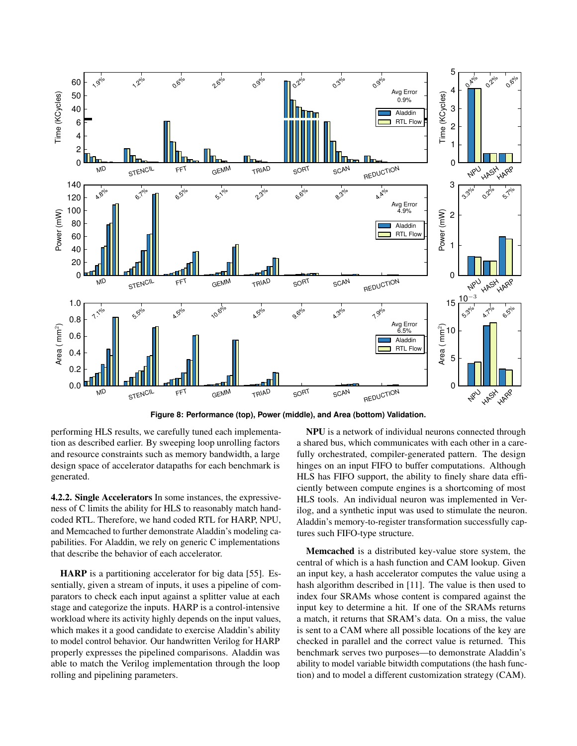Time (KCycles)

60
50
40
30
20
6
4
2
0

1.9%  1.2%  0.6%  2.6%  0.9%  0.2%  0.3%  0.9%

Avg Error 0.9%

Aladdin
RTL Flow

MD  STENCIL  FFT  GEMM  TRIAD  SORT  SCAN  REDUCTION

Time (KCycles)

5
4
3
2
1
0

0.4%  0.2%  0.6%

NPU  HASH  HARP

Power (mW)

140
120
100
80
60
40
20
0

4.8%  6.7%  6.5%  5.1%  2.3%  6.6%  8.3%  4.4%

Avg Error 4.9%

Aladdin
RTL Flow

MD  STENCIL  FFT  GEMM  TRIAD  SORT  SCAN  REDUCTION

Power (mW)

3
2
1
0

3.3%  0.2%  5.7%

NPU  HASH  HARP

Area ( $mm^2$ )

1.0
0.8
0.6
0.4
0.2
0.0

7.1%  5.5%  4.5%  10.6%  4.5%  9.6%  4.3%  7.9%

Avg Error 6.5%

Aladdin
RTL Flow

MD  STENCIL  FFT  GEMM  TRIAD  SORT  SCAN  REDUCTION

Area ( $mm^2$ )

$10^{-3}$

15
10
5
0

5.3%  4.7%  6.5%

NPU  HASH  HARP

**Figure 8: Performance (top), Power (middle), and Area (bottom) Validation.**

performing HLS results, we carefully tuned each implementation as described earlier. By sweeping loop unrolling factors and resource constraints such as memory bandwidth, a large design space of accelerator datapaths for each benchmark is generated.

**4.2.2. Single Accelerators** In some instances, the expressiveness of C limits the ability for HLS to reasonably match hand-coded RTL. Therefore, we hand coded RTL for HARP, NPU, and Memcached to further demonstrate Aladdin's modeling capabilities. For Aladdin, we rely on generic C implementations that describe the behavior of each accelerator.

**HARP** is a partitioning accelerator for big data [55]. Essentially, given a stream of inputs, it uses a pipeline of comparators to check each input against a splitter value at each stage and categorize the inputs. HARP is a control-intensive workload where its activity highly depends on the input values, which makes it a good candidate to exercise Aladdin's ability to model control behavior. Our handwritten Verilog for HARP properly expresses the pipelined comparisons. Aladdin was able to match the Verilog implementation through the loop rolling and pipelining parameters.

**NPU** is a network of individual neurons connected through a shared bus, which communicates with each other in a carefully orchestrated, compiler-generated pattern. The design hinges on an input FIFO to buffer computations. Although HLS has FIFO support, the ability to finely share data efficiently between compute engines is a shortcoming of most HLS tools. An individual neuron was implemented in Verilog, and a synthetic input was used to stimulate the neuron. Aladdin's memory-to-register transformation successfully captures such FIFO-type structure.

**Memcached** is a distributed key-value store system, the central of which is a hash function and CAM lookup. Given an input key, a hash accelerator computes the value using a hash algorithm described in [11]. The value is then used to index four SRAMs whose content is compared against the input key to determine a hit. If one of the SRAMs returns a match, it returns that SRAM's data. On a miss, the value is sent to a CAM where all possible locations of the key are checked in parallel and the correct value is returned. This benchmark serves two purposes—to demonstrate Aladdin's ability to model variable bitwidth computations (the hash function) and to model a different customization strategy (CAM).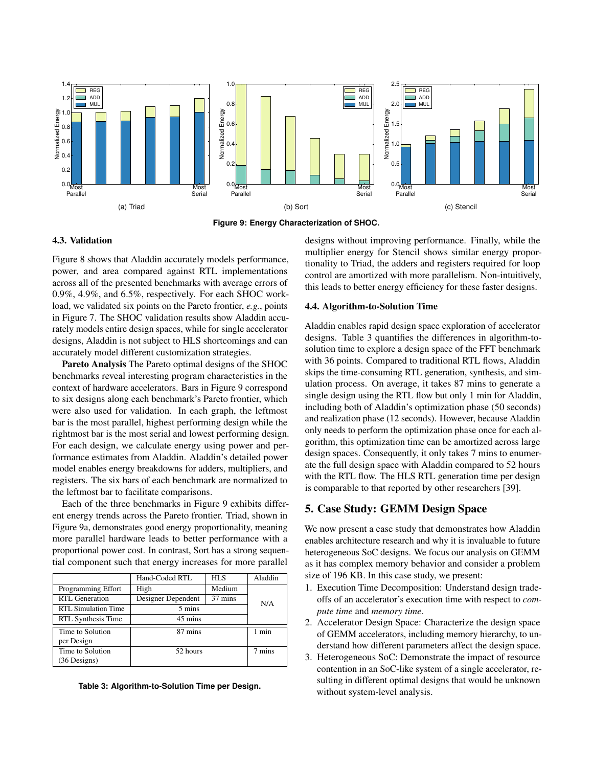Figure 9: Energy Characterization of SHOC.

### 4.3. Validation

Figure 8 shows that Aladdin accurately models performance, power, and area compared against RTL implementations across all of the presented benchmarks with average errors of 0.9%, 4.9%, and 6.5%, respectively. For each SHOC workload, we validated six points on the Pareto frontier, *e.g.*, points in Figure 7. The SHOC validation results show Aladdin accurately models entire design spaces, while for single accelerator designs, Aladdin is not subject to HLS shortcomings and can accurately model different customization strategies.

**Pareto Analysis** The Pareto optimal designs of the SHOC benchmarks reveal interesting program characteristics in the context of hardware accelerators. Bars in Figure 9 correspond to six designs along each benchmark's Pareto frontier, which were also used for validation. In each graph, the leftmost bar is the most parallel, highest performing design while the rightmost bar is the most serial and lowest performing design. For each design, we calculate energy using power and performance estimates from Aladdin. Aladdin's detailed power model enables energy breakdowns for adders, multipliers, and registers. The six bars of each benchmark are normalized to the leftmost bar to facilitate comparisons.

Each of the three benchmarks in Figure 9 exhibits different energy trends across the Pareto frontier. Triad, shown in Figure 9a, demonstrates good energy proportionality, meaning more parallel hardware leads to better performance with a proportional power cost. In contrast, Sort has a strong sequential component such that energy increases for more parallel designs without improving performance. Finally, while the multiplier energy for Stencil shows similar energy proportionality to Triad, the adders and registers required for loop control are amortized with more parallelism. Non-intuitively, this leads to better energy efficiency for these faster designs.

| | Hand-Coded RTL | HLS | Aladdin |
|---|---|---|---|
| Programming Effort | High | Medium | N/A |
| RTL Generation | Designer Dependent | 37 mins | |
| RTL Simulation Time | 5 mins | | |
| RTL Synthesis Time | 45 mins | | |
| Time to Solution per Design | 87 mins | | 1 min |
| Time to Solution (36 Designs) | 52 hours | | 7 mins |

Table 3: Algorithm-to-Solution Time per Design.

### 4.4. Algorithm-to-Solution Time

Aladdin enables rapid design space exploration of accelerator designs. Table 3 quantifies the differences in algorithm-to-solution time to explore a design space of the FFT benchmark with 36 points. Compared to traditional RTL flows, Aladdin skips the time-consuming RTL generation, synthesis, and simulation process. On average, it takes 87 mins to generate a single design using the RTL flow but only 1 min for Aladdin, including both of Aladdin's optimization phase (50 seconds) and realization phase (12 seconds). However, because Aladdin only needs to perform the optimization phase once for each algorithm, this optimization time can be amortized across large design spaces. Consequently, it only takes 7 mins to enumerate the full design space with Aladdin compared to 52 hours with the RTL flow. The HLS RTL generation time per design is comparable to that reported by other researchers [39].

## 5. Case Study: GEMM Design Space

We now present a case study that demonstrates how Aladdin enables architecture research and why it is invaluable to future heterogeneous SoC designs. We focus our analysis on GEMM as it has complex memory behavior and consider a problem size of 196 KB. In this case study, we present:

1. Execution Time Decomposition: Understand design tradeoffs of an accelerator's execution time with respect to *compute time* and *memory time*.
2. Accelerator Design Space: Characterize the design space of GEMM accelerators, including memory hierarchy, to understand how different parameters affect the design space.
3. Heterogeneous SoC: Demonstrate the impact of resource contention in an SoC-like system of a single accelerator, resulting in different optimal designs that would be unknown without system-level analysis.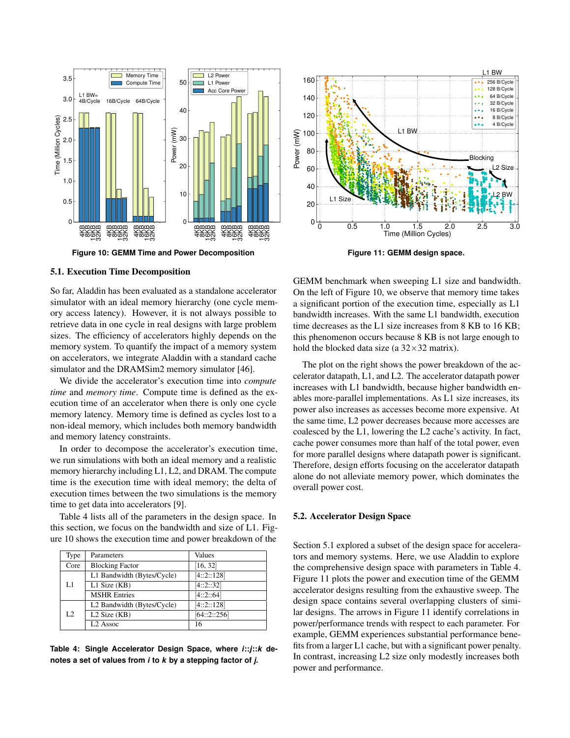Figure 10: GEMM Time and Power Decomposition

Figure 11: GEMM design space.

### 5.1. Execution Time Decomposition

So far, Aladdin has been evaluated as a standalone accelerator simulator with an ideal memory hierarchy (one cycle memory access latency). However, it is not always possible to retrieve data in one cycle in real designs with large problem sizes. The efficiency of accelerators highly depends on the memory system. To quantify the impact of a memory system on accelerators, we integrate Aladdin with a standard cache simulator and the DRAMSim2 memory simulator [46].

We divide the accelerator's execution time into *compute time* and *memory time*. Compute time is defined as the execution time of an accelerator when there is only one cycle memory latency. Memory time is defined as cycles lost to a non-ideal memory, which includes both memory bandwidth and memory latency constraints.

In order to decompose the accelerator's execution time, we run simulations with both an ideal memory and a realistic memory hierarchy including L1, L2, and DRAM. The compute time is the execution time with ideal memory; the delta of execution times between the two simulations is the memory time to get data into accelerators [9].

Table 4 lists all of the parameters in the design space. In this section, we focus on the bandwidth and size of L1. Figure 10 shows the execution time and power breakdown of the GEMM benchmark when sweeping L1 size and bandwidth. On the left of Figure 10, we observe that memory time takes a significant portion of the execution time, especially as L1 bandwidth increases. With the same L1 bandwidth, execution time decreases as the L1 size increases from 8 KB to 16 KB; this phenomenon occurs because 8 KB is not large enough to hold the blocked data size (a 32×32 matrix).

| Type | Parameters | Values |
|---|---|---|
| Core | Blocking Factor | [16, 32] |
| L1 | L1 Bandwidth (Bytes/Cycle) | [4::2::128] |
| | L1 Size (KB) | [4::2::32] |
| | MSHR Entries | [4::2::64] |
| L2 | L2 Bandwidth (Bytes/Cycle) | [4::2::128] |
| | L2 Size (KB) | [64::2::256] |
| | L2 Assoc | 16 |

**Table 4: Single Accelerator Design Space, where *i::j::k* denotes a set of values from *i* to *k* by a stepping factor of *j*.**

The plot on the right shows the power breakdown of the accelerator datapath, L1, and L2. The accelerator datapath power increases with L1 bandwidth, because higher bandwidth enables more-parallel implementations. As L1 size increases, its power also increases as accesses become more expensive. At the same time, L2 power decreases because more accesses are coalesced by the L1, lowering the L2 cache's activity. In fact, cache power consumes more than half of the total power, even for more parallel designs where datapath power is significant. Therefore, design efforts focusing on the accelerator datapath alone do not alleviate memory power, which dominates the overall power cost.

### 5.2. Accelerator Design Space

Section 5.1 explored a subset of the design space for accelerators and memory systems. Here, we use Aladdin to explore the comprehensive design space with parameters in Table 4. Figure 11 plots the power and execution time of the GEMM accelerator designs resulting from the exhaustive sweep. The design space contains several overlapping clusters of similar designs. The arrows in Figure 11 identify correlations in power/performance trends with respect to each parameter. For example, GEMM experiences substantial performance benefits from a larger L1 cache, but with a significant power penalty. In contrast, increasing L2 size only modestly increases both power and performance.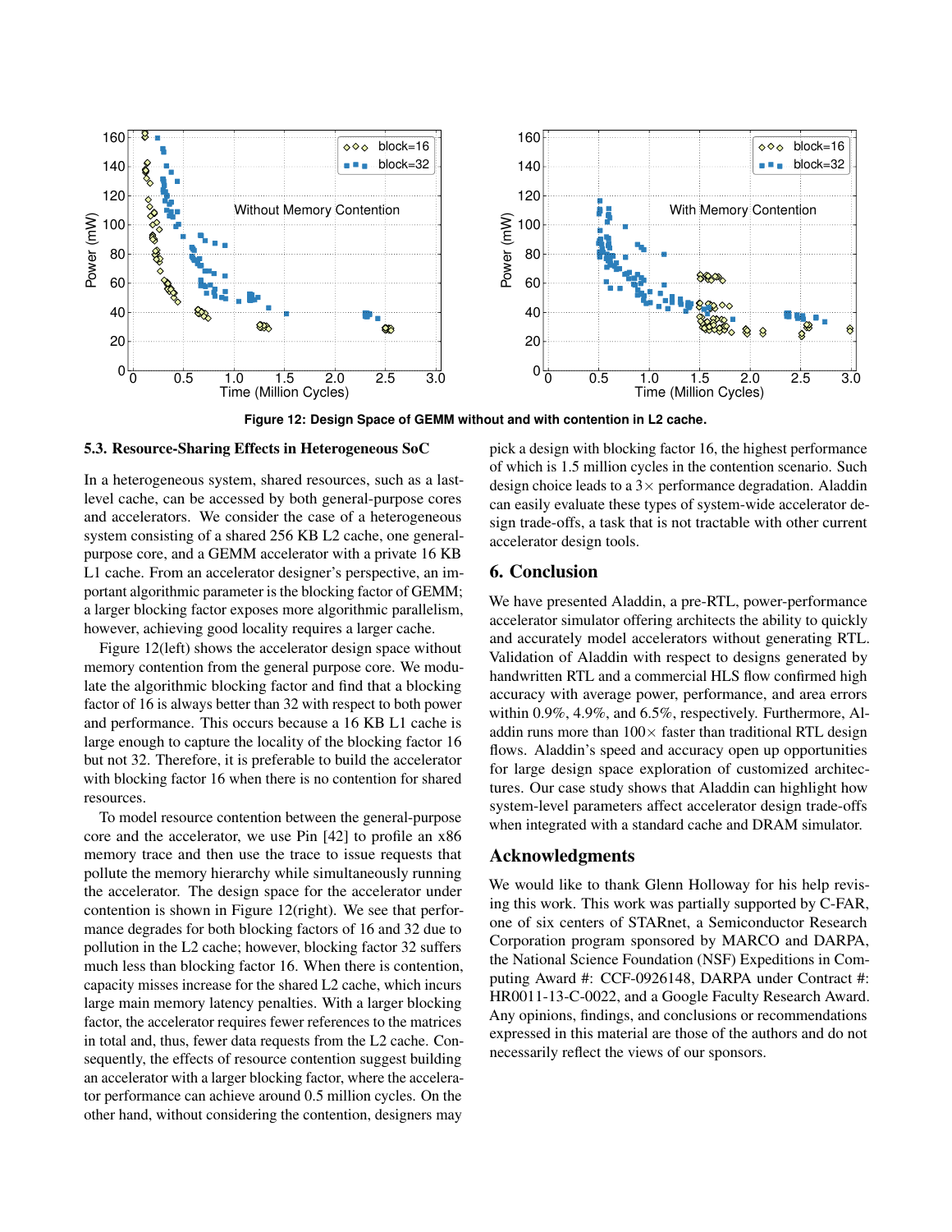Figure 12: Design Space of GEMM without and with contention in L2 cache.

### 5.3. Resource-Sharing Effects in Heterogeneous SoC

In a heterogeneous system, shared resources, such as a last-level cache, can be accessed by both general-purpose cores and accelerators. We consider the case of a heterogeneous system consisting of a shared 256 KB L2 cache, one general-purpose core, and a GEMM accelerator with a private 16 KB L1 cache. From an accelerator designer's perspective, an important algorithmic parameter is the blocking factor of GEMM; a larger blocking factor exposes more algorithmic parallelism, however, achieving good locality requires a larger cache.

Figure 12(left) shows the accelerator design space without memory contention from the general purpose core. We modulate the algorithmic blocking factor and find that a blocking factor of 16 is always better than 32 with respect to both power and performance. This occurs because a 16 KB L1 cache is large enough to capture the locality of the blocking factor 16 but not 32. Therefore, it is preferable to build the accelerator with blocking factor 16 when there is no contention for shared resources.

To model resource contention between the general-purpose core and the accelerator, we use Pin [42] to profile an x86 memory trace and then use the trace to issue requests that pollute the memory hierarchy while simultaneously running the accelerator. The design space for the accelerator under contention is shown in Figure 12(right). We see that performance degrades for both blocking factors of 16 and 32 due to pollution in the L2 cache; however, blocking factor 32 suffers much less than blocking factor 16. When there is contention, capacity misses increase for the shared L2 cache, which incurs large main memory latency penalties. With a larger blocking factor, the accelerator requires fewer references to the matrices in total and, thus, fewer data requests from the L2 cache. Consequently, the effects of resource contention suggest building an accelerator with a larger blocking factor, where the accelerator performance can achieve around 0.5 million cycles. On the other hand, without considering the contention, designers may pick a design with blocking factor 16, the highest performance of which is 1.5 million cycles in the contention scenario. Such design choice leads to a 3× performance degradation. Aladdin can easily evaluate these types of system-wide accelerator design trade-offs, a task that is not tractable with other current accelerator design tools.

## 6. Conclusion

We have presented Aladdin, a pre-RTL, power-performance accelerator simulator offering architects the ability to quickly and accurately model accelerators without generating RTL. Validation of Aladdin with respect to designs generated by handwritten RTL and a commercial HLS flow confirmed high accuracy with average power, performance, and area errors within 0.9%, 4.9%, and 6.5%, respectively. Furthermore, Aladdin runs more than 100× faster than traditional RTL design flows. Aladdin's speed and accuracy open up opportunities for large design space exploration of customized architectures. Our case study shows that Aladdin can highlight how system-level parameters affect accelerator design trade-offs when integrated with a standard cache and DRAM simulator.

## Acknowledgments

We would like to thank Glenn Holloway for his help revising this work. This work was partially supported by C-FAR, one of six centers of STARnet, a Semiconductor Research Corporation program sponsored by MARCO and DARPA, the National Science Foundation (NSF) Expeditions in Computing Award #: CCF-0926148, DARPA under Contract #: HR0011-13-C-0022, and a Google Faculty Research Award. Any opinions, findings, and conclusions or recommendations expressed in this material are those of the authors and do not necessarily reflect the views of our sponsors.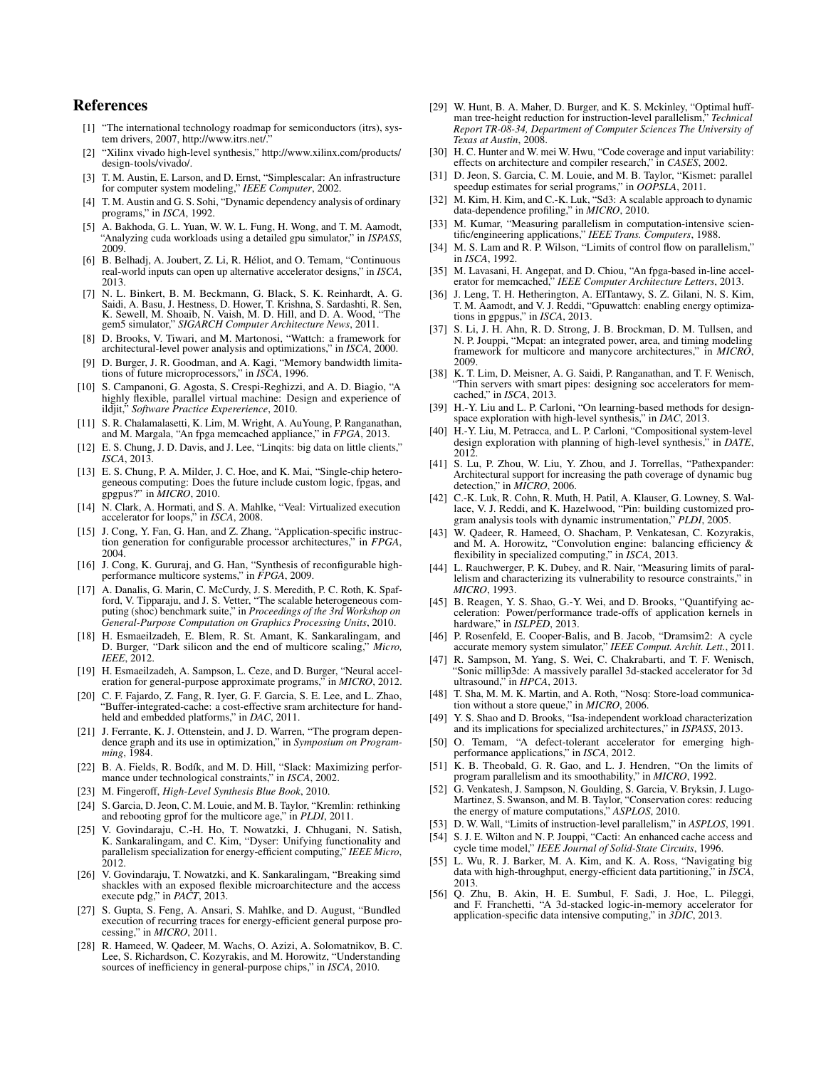# References

[1] "The international technology roadmap for semiconductors (itrs), system drivers, 2007, http://www.itrs.net/."

[2] "Xilinx vivado high-level synthesis," http://www.xilinx.com/products/design-tools/vivado/.

[3] T. M. Austin, E. Larson, and D. Ernst, "Simplescalar: An infrastructure for computer system modeling," *IEEE Computer*, 2002.

[4] T. M. Austin and G. S. Sohi, "Dynamic dependency analysis of ordinary programs," in *ISCA*, 1992.

[5] A. Bakhoda, G. L. Yuan, W. W. L. Fung, H. Wong, and T. M. Aamodt, "Analyzing cuda workloads using a detailed gpu simulator," in *ISPASS*, 2009.

[6] B. Belhadj, A. Joubert, Z. Li, R. Héliot, and O. Temam, "Continuous real-world inputs can open up alternative accelerator designs," in *ISCA*, 2013.

[7] N. L. Binkert, B. M. Beckmann, G. Black, S. K. Reinhardt, A. G. Saidi, A. Basu, J. Hestness, D. Hower, T. Krishna, S. Sardashti, R. Sen, K. Sewell, M. Shoaib, N. Vaish, M. D. Hill, and D. A. Wood, "The gem5 simulator," *SIGARCH Computer Architecture News*, 2011.

[8] D. Brooks, V. Tiwari, and M. Martonosi, "Wattch: a framework for architectural-level power analysis and optimizations," in *ISCA*, 2000.

[9] D. Burger, J. R. Goodman, and A. Kagi, "Memory bandwidth limitations of future microprocessors," in *ISCA*, 1996.

[10] S. Campanoni, G. Agosta, S. Crespi-Reghizzi, and A. D. Biagio, "A highly flexible, parallel virtual machine: Design and experience of ildjit," *Software Practice Expererience*, 2010.

[11] S. R. Chalamalasetti, K. Lim, M. Wright, A. AuYoung, P. Ranganathan, and M. Margala, "An fpga memcached appliance," in *FPGA*, 2013.

[12] E. S. Chung, J. D. Davis, and J. Lee, "Linqits: big data on little clients," *ISCA*, 2013.

[13] E. S. Chung, P. A. Milder, J. C. Hoe, and K. Mai, "Single-chip heterogeneous computing: Does the future include custom logic, fpgas, and gpgpus?" in *MICRO*, 2010.

[14] N. Clark, A. Hormati, and S. A. Mahlke, "Veal: Virtualized execution accelerator for loops," in *ISCA*, 2008.

[15] J. Cong, Y. Fan, G. Han, and Z. Zhang, "Application-specific instruction generation for configurable processor architectures," in *FPGA*, 2004.

[16] J. Cong, K. Gururaj, and G. Han, "Synthesis of reconfigurable high-performance multicore systems," in *FPGA*, 2009.

[17] A. Danalis, G. Marin, C. McCurdy, J. S. Meredith, P. C. Roth, K. Spafford, V. Tipparaju, and J. S. Vetter, "The scalable heterogeneous computing (shoc) benchmark suite," in *Proceedings of the 3rd Workshop on General-Purpose Computation on Graphics Processing Units*, 2010.

[18] H. Esmaeilzadeh, E. Blem, R. St. Amant, K. Sankaralingam, and D. Burger, "Dark silicon and the end of multicore scaling," *Micro, IEEE*, 2012.

[19] H. Esmaeilzadeh, A. Sampson, L. Ceze, and D. Burger, "Neural acceleration for general-purpose approximate programs," in *MICRO*, 2012.

[20] C. F. Fajardo, Z. Fang, R. Iyer, G. F. Garcia, S. E. Lee, and L. Zhao, "Buffer-integrated-cache: a cost-effective sram architecture for handheld and embedded platforms," in *DAC*, 2011.

[21] J. Ferrante, K. J. Ottenstein, and J. D. Warren, "The program dependence graph and its use in optimization," in *Symposium on Programming*, 1984.

[22] B. A. Fields, R. Bodík, and M. D. Hill, "Slack: Maximizing performance under technological constraints," in *ISCA*, 2002.

[23] M. Fingeroff, *High-Level Synthesis Blue Book*, 2010.

[24] S. Garcia, D. Jeon, C. M. Louie, and M. B. Taylor, "Kremlin: rethinking and rebooting gprof for the multicore age," in *PLDI*, 2011.

[25] V. Govindaraju, C.-H. Ho, T. Nowatzki, J. Chhugani, N. Satish, K. Sankaralingam, and C. Kim, "Dyser: Unifying functionality and parallelism specialization for energy-efficient computing," *IEEE Micro*, 2012.

[26] V. Govindaraju, T. Nowatzki, and K. Sankaralingam, "Breaking simd shackles with an exposed flexible microarchitecture and the access execute pdg," in *PACT*, 2013.

[27] S. Gupta, S. Feng, A. Ansari, S. Mahlke, and D. August, "Bundled execution of recurring traces for energy-efficient general purpose processing," in *MICRO*, 2011.

[28] R. Hameed, W. Qadeer, M. Wachs, O. Azizi, A. Solomatnikov, B. C. Lee, S. Richardson, C. Kozyrakis, and M. Horowitz, "Understanding sources of inefficiency in general-purpose chips," in *ISCA*, 2010.

[29] W. Hunt, B. A. Maher, D. Burger, and K. S. Mckinley, "Optimal huffman tree-height reduction for instruction-level parallelism," *Technical Report TR-08-34, Department of Computer Sciences The University of Texas at Austin*, 2008.

[30] H. C. Hunter and W. mei W. Hwu, "Code coverage and input variability: effects on architecture and compiler research," in *CASES*, 2002.

[31] D. Jeon, S. Garcia, C. M. Louie, and M. B. Taylor, "Kismet: parallel speedup estimates for serial programs," in *OOPSLA*, 2011.

[32] M. Kim, H. Kim, and C.-K. Luk, "Sd3: A scalable approach to dynamic data-dependence profiling," in *MICRO*, 2010.

[33] M. Kumar, "Measuring parallelism in computation-intensive scientific/engineering applications," *IEEE Trans. Computers*, 1988.

[34] M. S. Lam and R. P. Wilson, "Limits of control flow on parallelism," in *ISCA*, 1992.

[35] M. Lavasani, H. Angepat, and D. Chiou, "An fpga-based in-line accelerator for memcached," *IEEE Computer Architecture Letters*, 2013.

[36] J. Leng, T. H. Hetherington, A. ElTantawy, S. Z. Gilani, N. S. Kim, T. M. Aamodt, and V. J. Reddi, "Gpuwattch: enabling energy optimizations in gpgpus," in *ISCA*, 2013.

[37] S. Li, J. H. Ahn, R. D. Strong, J. B. Brockman, D. M. Tullsen, and N. P. Jouppi, "Mcpat: an integrated power, area, and timing modeling framework for multicore and manycore architectures," in *MICRO*, 2009.

[38] K. T. Lim, D. Meisner, A. G. Saidi, P. Ranganathan, and T. F. Wenisch, "Thin servers with smart pipes: designing soc accelerators for memcached," in *ISCA*, 2013.

[39] H.-Y. Liu and L. P. Carloni, "On learning-based methods for design-space exploration with high-level synthesis," in *DAC*, 2013.

[40] H.-Y. Liu, M. Petracca, and L. P. Carloni, "Compositional system-level design exploration with planning of high-level synthesis," in *DATE*, 2012.

[41] S. Lu, P. Zhou, W. Liu, Y. Zhou, and J. Torrellas, "Pathexpander: Architectural support for increasing the path coverage of dynamic bug detection," in *MICRO*, 2006.

[42] C.-K. Luk, R. Cohn, R. Muth, H. Patil, A. Klauser, G. Lowney, S. Wallace, V. J. Reddi, and K. Hazelwood, "Pin: building customized program analysis tools with dynamic instrumentation," *PLDI*, 2005.

[43] W. Qadeer, R. Hameed, O. Shacham, P. Venkatesan, C. Kozyrakis, and M. A. Horowitz, "Convolution engine: balancing efficiency & flexibility in specialized computing," in *ISCA*, 2013.

[44] L. Rauchwerger, P. K. Dubey, and R. Nair, "Measuring limits of parallelism and characterizing its vulnerability to resource constraints," in *MICRO*, 1993.

[45] B. Reagen, Y. S. Shao, G.-Y. Wei, and D. Brooks, "Quantifying acceleration: Power/performance trade-offs of application kernels in hardware," in *ISLPED*, 2013.

[46] P. Rosenfeld, E. Cooper-Balis, and B. Jacob, "Dramsim2: A cycle accurate memory system simulator," *IEEE Comput. Archit. Lett.*, 2011.

[47] R. Sampson, M. Yang, S. Wei, C. Chakrabarti, and T. F. Wenisch, "Sonic millip3de: A massively parallel 3d-stacked accelerator for 3d ultrasound," in *HPCA*, 2013.

[48] T. Sha, M. M. K. Martin, and A. Roth, "Nosq: Store-load communication without a store queue," in *MICRO*, 2006.

[49] Y. S. Shao and D. Brooks, "Isa-independent workload characterization and its implications for specialized architectures," in *ISPASS*, 2013.

[50] O. Temam, "A defect-tolerant accelerator for emerging high-performance applications," in *ISCA*, 2012.

[51] K. B. Theobald, G. R. Gao, and L. J. Hendren, "On the limits of program parallelism and its smoothability," in *MICRO*, 1992.

[52] G. Venkatesh, J. Sampson, N. Goulding, S. Garcia, V. Bryksin, J. Lugo-Martinez, S. Swanson, and M. B. Taylor, "Conservation cores: reducing the energy of mature computations," *ASPLOS*, 2010.

[53] D. W. Wall, "Limits of instruction-level parallelism," in *ASPLOS*, 1991.

[54] S. J. E. Wilton and N. P. Jouppi, "Cacti: An enhanced cache access and cycle time model," *IEEE Journal of Solid-State Circuits*, 1996.

[55] L. Wu, R. J. Barker, M. A. Kim, and K. A. Ross, "Navigating big data with high-throughput, energy-efficient data partitioning," in *ISCA*, 2013.

[56] Q. Zhu, B. Akin, H. E. Sumbul, F. Sadi, J. Hoe, L. Pileggi, and F. Franchetti, "A 3d-stacked logic-in-memory accelerator for application-specific data intensive computing," in *3DIC*, 2013.